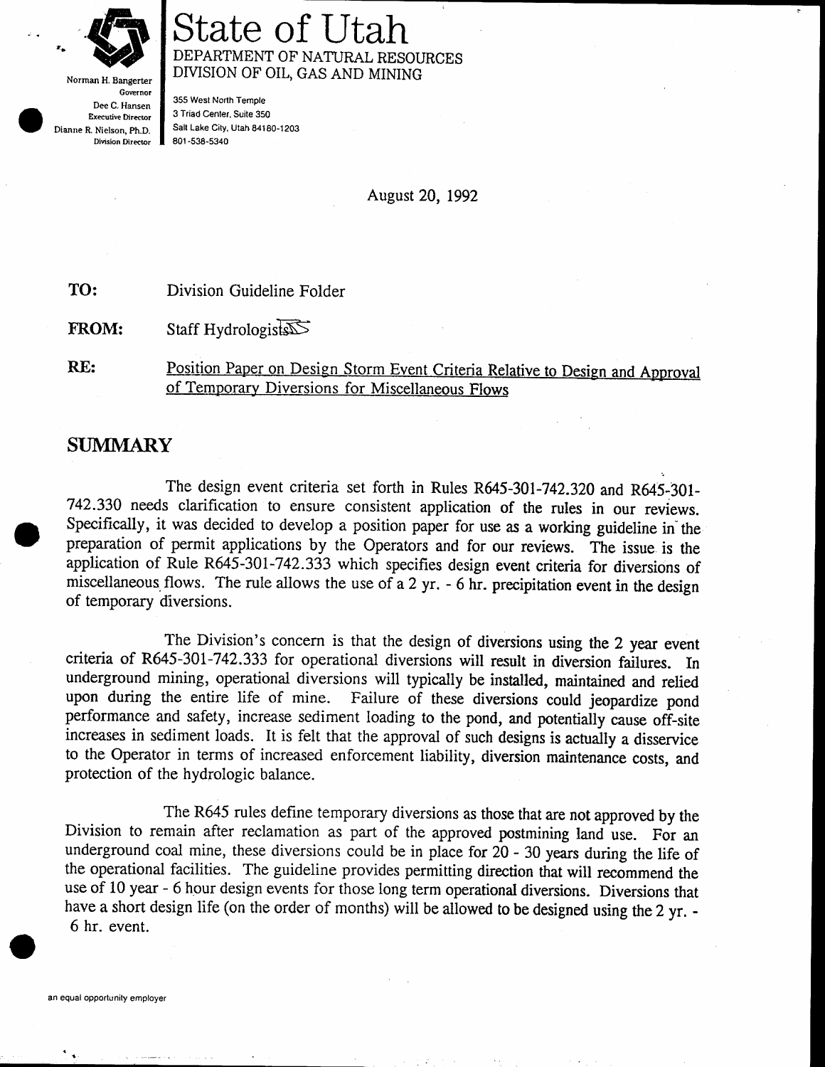Norman H. Bangerter
Governor
Dee C. Hansen
Executive Director
Dianne R. Nielson, Ph.D.
Division Director

# State of Utah

DEPARTMENT OF NATURAL RESOURCES
DIVISION OF OIL, GAS AND MINING

355 West North Temple
3 Triad Center, Suite 350
Salt Lake City, Utah 84180-1203
801-538-5340

August 20, 1992

**TO:** Division Guideline Folder

**FROM:** Staff Hydrologists

**RE:** Position Paper on Design Storm Event Criteria Relative to Design and Approval of Temporary Diversions for Miscellaneous Flows

## SUMMARY

The design event criteria set forth in Rules R645-301-742.320 and R645-301-742.330 needs clarification to ensure consistent application of the rules in our reviews. Specifically, it was decided to develop a position paper for use as a working guideline in the preparation of permit applications by the Operators and for our reviews. The issue is the application of Rule R645-301-742.333 which specifies design event criteria for diversions of miscellaneous flows. The rule allows the use of a 2 yr. - 6 hr. precipitation event in the design of temporary diversions.

The Division's concern is that the design of diversions using the 2 year event criteria of R645-301-742.333 for operational diversions will result in diversion failures. In underground mining, operational diversions will typically be installed, maintained and relied upon during the entire life of mine. Failure of these diversions could jeopardize pond performance and safety, increase sediment loading to the pond, and potentially cause off-site increases in sediment loads. It is felt that the approval of such designs is actually a disservice to the Operator in terms of increased enforcement liability, diversion maintenance costs, and protection of the hydrologic balance.

The R645 rules define temporary diversions as those that are not approved by the Division to remain after reclamation as part of the approved postmining land use. For an underground coal mine, these diversions could be in place for 20 - 30 years during the life of the operational facilities. The guideline provides permitting direction that will recommend the use of 10 year - 6 hour design events for those long term operational diversions. Diversions that have a short design life (on the order of months) will be allowed to be designed using the 2 yr. - 6 hr. event.

an equal opportunity employer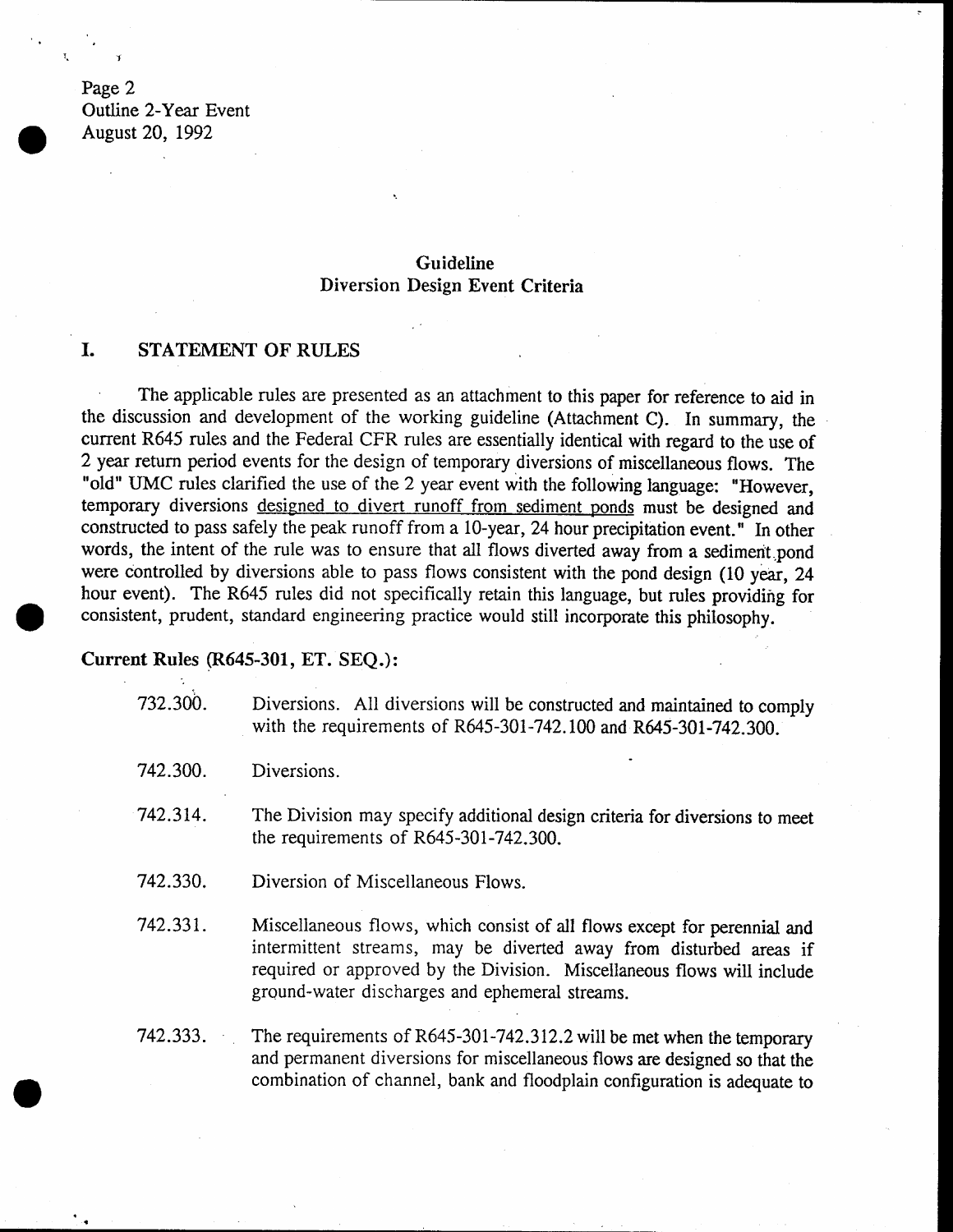## Guideline
## Diversion Design Event Criteria

### I. STATEMENT OF RULES

The applicable rules are presented as an attachment to this paper for reference to aid in the discussion and development of the working guideline (Attachment C). In summary, the current R645 rules and the Federal CFR rules are essentially identical with regard to the use of 2 year return period events for the design of temporary diversions of miscellaneous flows. The "old" UMC rules clarified the use of the 2 year event with the following language: "However, temporary diversions designed to divert runoff from sediment ponds must be designed and constructed to pass safely the peak runoff from a 10-year, 24 hour precipitation event." In other words, the intent of the rule was to ensure that all flows diverted away from a sediment pond were controlled by diversions able to pass flows consistent with the pond design (10 year, 24 hour event). The R645 rules did not specifically retain this language, but rules providing for consistent, prudent, standard engineering practice would still incorporate this philosophy.

**Current Rules (R645-301, ET. SEQ.):**

732.300. Diversions. All diversions will be constructed and maintained to comply with the requirements of R645-301-742.100 and R645-301-742.300.

742.300. Diversions.

742.314. The Division may specify additional design criteria for diversions to meet the requirements of R645-301-742.300.

742.330. Diversion of Miscellaneous Flows.

742.331. Miscellaneous flows, which consist of all flows except for perennial and intermittent streams, may be diverted away from disturbed areas if required or approved by the Division. Miscellaneous flows will include ground-water discharges and ephemeral streams.

742.333. The requirements of R645-301-742.312.2 will be met when the temporary and permanent diversions for miscellaneous flows are designed so that the combination of channel, bank and floodplain configuration is adequate to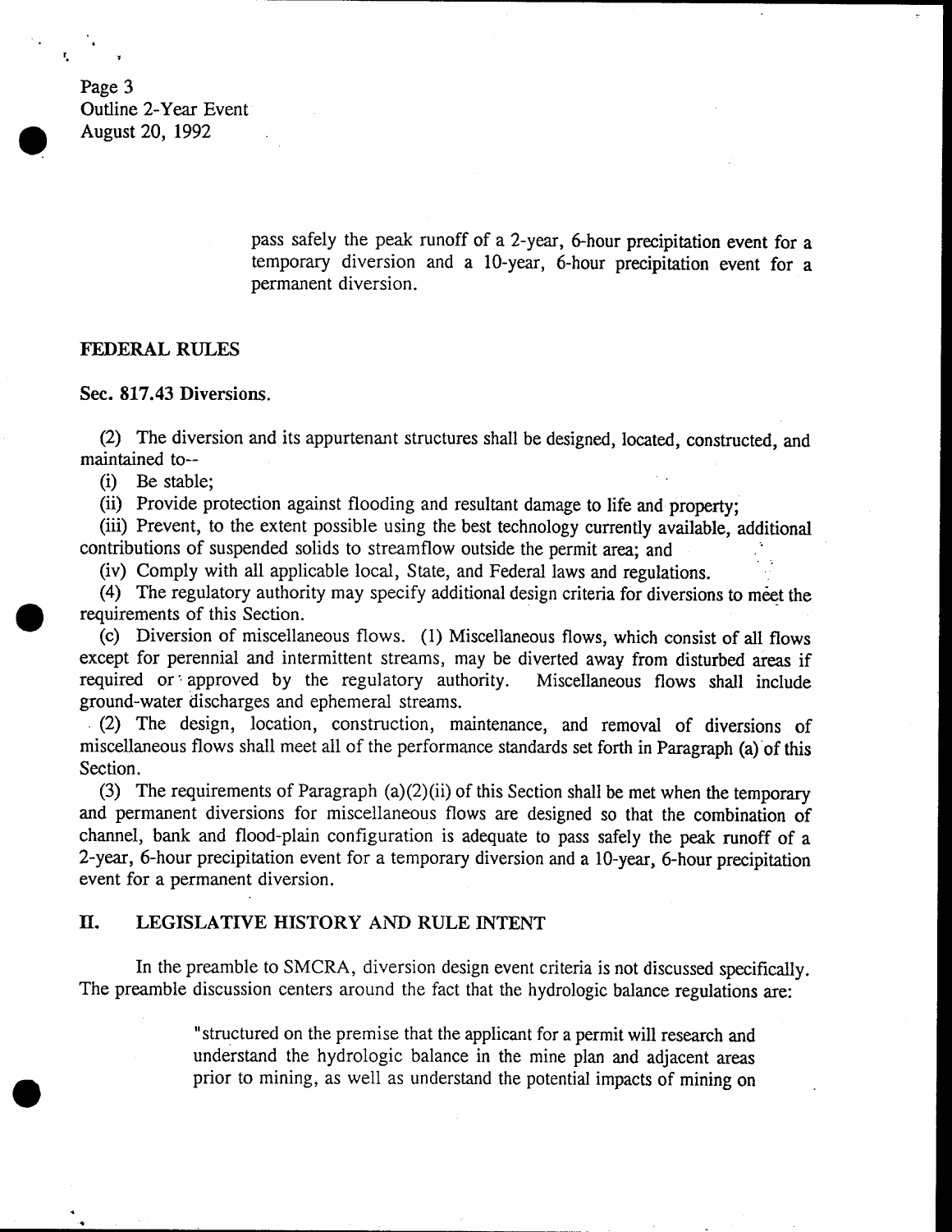pass safely the peak runoff of a 2-year, 6-hour precipitation event for a temporary diversion and a 10-year, 6-hour precipitation event for a permanent diversion.

## FEDERAL RULES

### Sec. 817.43 Diversions.

(2) The diversion and its appurtenant structures shall be designed, located, constructed, and maintained to--

(i) Be stable;

(ii) Provide protection against flooding and resultant damage to life and property;

(iii) Prevent, to the extent possible using the best technology currently available, additional contributions of suspended solids to streamflow outside the permit area; and

(iv) Comply with all applicable local, State, and Federal laws and regulations.

(4) The regulatory authority may specify additional design criteria for diversions to meet the requirements of this Section.

(c) Diversion of miscellaneous flows. (1) Miscellaneous flows, which consist of all flows except for perennial and intermittent streams, may be diverted away from disturbed areas if required or approved by the regulatory authority. Miscellaneous flows shall include ground-water discharges and ephemeral streams.

(2) The design, location, construction, maintenance, and removal of diversions of miscellaneous flows shall meet all of the performance standards set forth in Paragraph (a) of this Section.

(3) The requirements of Paragraph (a)(2)(ii) of this Section shall be met when the temporary and permanent diversions for miscellaneous flows are designed so that the combination of channel, bank and flood-plain configuration is adequate to pass safely the peak runoff of a 2-year, 6-hour precipitation event for a temporary diversion and a 10-year, 6-hour precipitation event for a permanent diversion.

## II. LEGISLATIVE HISTORY AND RULE INTENT

In the preamble to SMCRA, diversion design event criteria is not discussed specifically. The preamble discussion centers around the fact that the hydrologic balance regulations are:

> "structured on the premise that the applicant for a permit will research and understand the hydrologic balance in the mine plan and adjacent areas prior to mining, as well as understand the potential impacts of mining on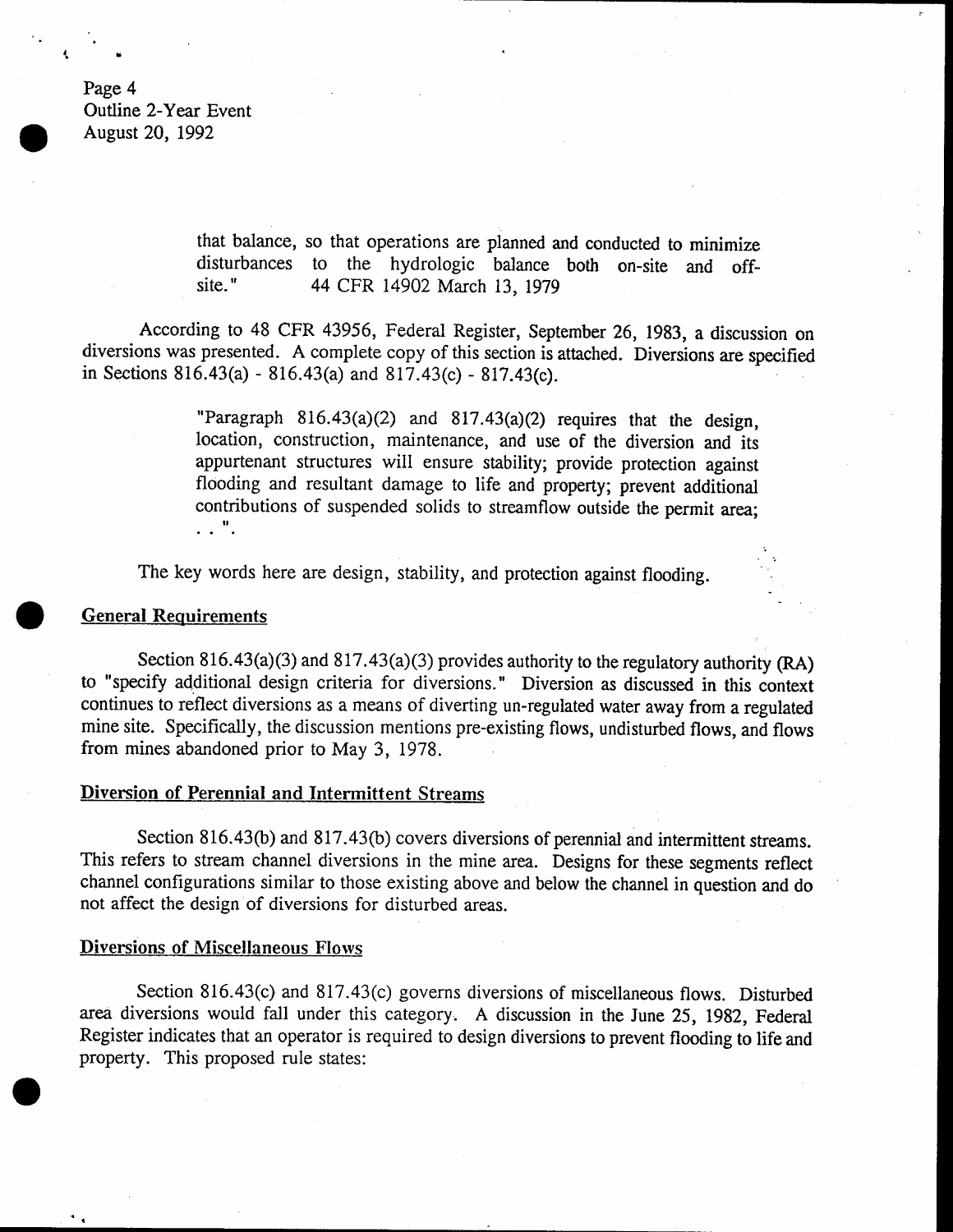that balance, so that operations are planned and conducted to minimize disturbances to the hydrologic balance both on-site and off-site." 44 CFR 14902 March 13, 1979

According to 48 CFR 43956, Federal Register, September 26, 1983, a discussion on diversions was presented. A complete copy of this section is attached. Diversions are specified in Sections 816.43(a) - 816.43(a) and 817.43(c) - 817.43(c).

> "Paragraph 816.43(a)(2) and 817.43(a)(2) requires that the design, location, construction, maintenance, and use of the diversion and its appurtenant structures will ensure stability; provide protection against flooding and resultant damage to life and property; prevent additional contributions of suspended solids to streamflow outside the permit area; . . ".

The key words here are design, stability, and protection against flooding.

## General Requirements

Section 816.43(a)(3) and 817.43(a)(3) provides authority to the regulatory authority (RA) to "specify additional design criteria for diversions." Diversion as discussed in this context continues to reflect diversions as a means of diverting un-regulated water away from a regulated mine site. Specifically, the discussion mentions pre-existing flows, undisturbed flows, and flows from mines abandoned prior to May 3, 1978.

## Diversion of Perennial and Intermittent Streams

Section 816.43(b) and 817.43(b) covers diversions of perennial and intermittent streams. This refers to stream channel diversions in the mine area. Designs for these segments reflect channel configurations similar to those existing above and below the channel in question and do not affect the design of diversions for disturbed areas.

## Diversions of Miscellaneous Flows

Section 816.43(c) and 817.43(c) governs diversions of miscellaneous flows. Disturbed area diversions would fall under this category. A discussion in the June 25, 1982, Federal Register indicates that an operator is required to design diversions to prevent flooding to life and property. This proposed rule states: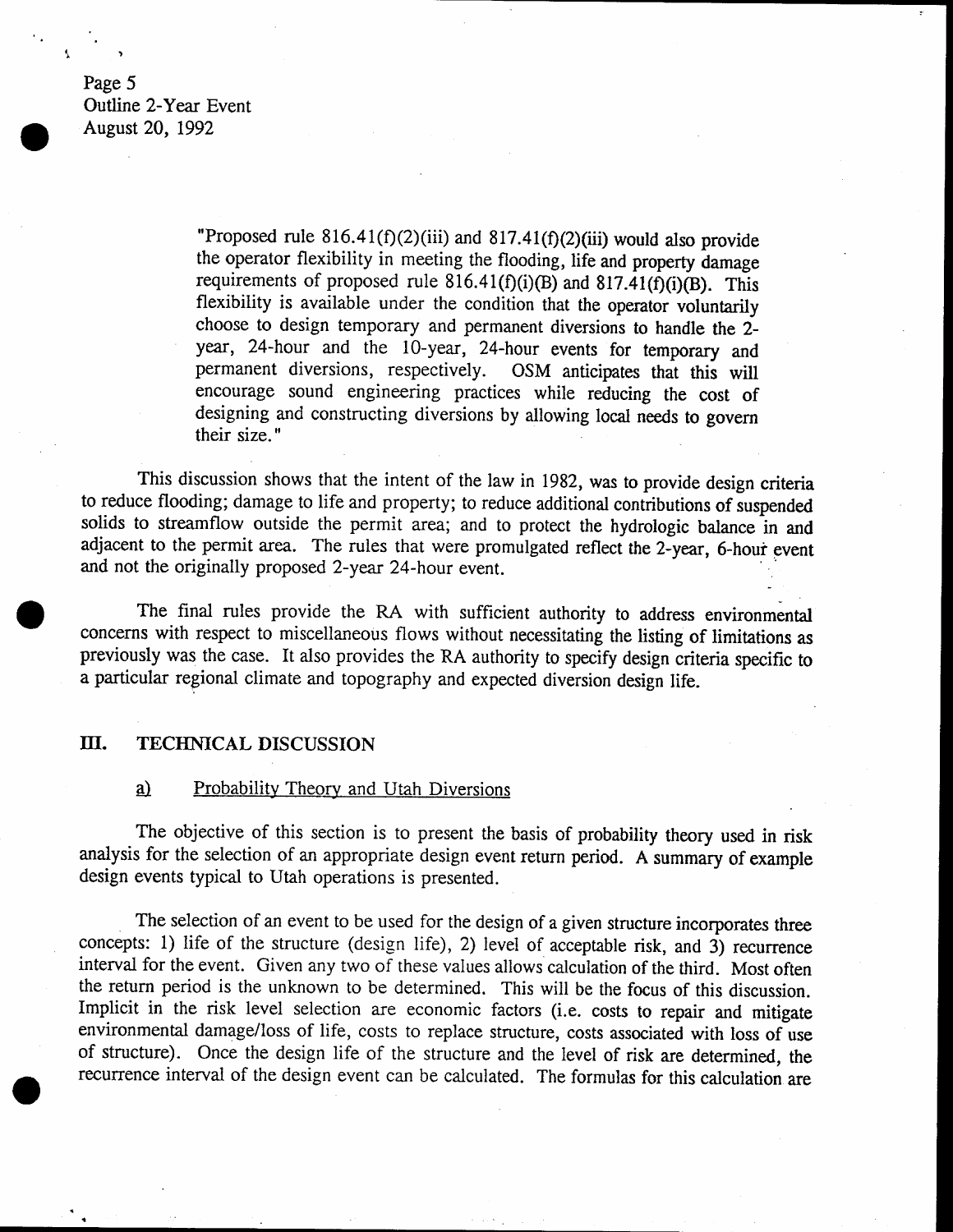"Proposed rule 816.41(f)(2)(iii) and 817.41(f)(2)(iii) would also provide the operator flexibility in meeting the flooding, life and property damage requirements of proposed rule 816.41(f)(i)(B) and 817.41(f)(i)(B). This flexibility is available under the condition that the operator voluntarily choose to design temporary and permanent diversions to handle the 2-year, 24-hour and the 10-year, 24-hour events for temporary and permanent diversions, respectively. OSM anticipates that this will encourage sound engineering practices while reducing the cost of designing and constructing diversions by allowing local needs to govern their size."

This discussion shows that the intent of the law in 1982, was to provide design criteria to reduce flooding; damage to life and property; to reduce additional contributions of suspended solids to streamflow outside the permit area; and to protect the hydrologic balance in and adjacent to the permit area. The rules that were promulgated reflect the 2-year, 6-hour event and not the originally proposed 2-year 24-hour event.

The final rules provide the RA with sufficient authority to address environmental concerns with respect to miscellaneous flows without necessitating the listing of limitations as previously was the case. It also provides the RA authority to specify design criteria specific to a particular regional climate and topography and expected diversion design life.

## III. TECHNICAL DISCUSSION

### a) Probability Theory and Utah Diversions

The objective of this section is to present the basis of probability theory used in risk analysis for the selection of an appropriate design event return period. A summary of example design events typical to Utah operations is presented.

The selection of an event to be used for the design of a given structure incorporates three concepts: 1) life of the structure (design life), 2) level of acceptable risk, and 3) recurrence interval for the event. Given any two of these values allows calculation of the third. Most often the return period is the unknown to be determined. This will be the focus of this discussion. Implicit in the risk level selection are economic factors (i.e. costs to repair and mitigate environmental damage/loss of life, costs to replace structure, costs associated with loss of use of structure). Once the design life of the structure and the level of risk are determined, the recurrence interval of the design event can be calculated. The formulas for this calculation are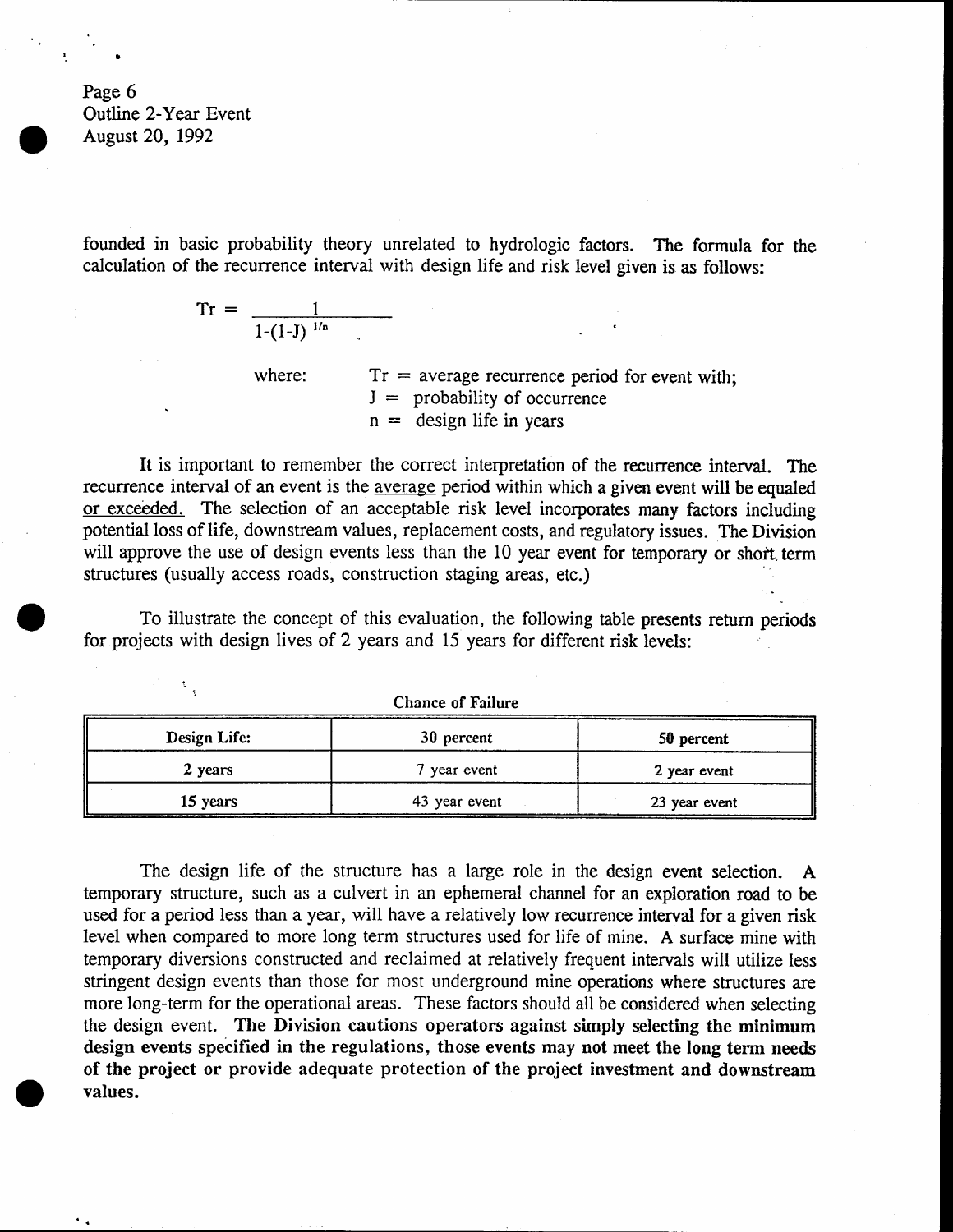founded in basic probability theory unrelated to hydrologic factors. The formula for the calculation of the recurrence interval with design life and risk level given is as follows:

$$Tr = \frac{1}{1-(1-J)^{1/n}}$$

where: $Tr$ = average recurrence period for event with;
$J$ = probability of occurrence
$n$ = design life in years

It is important to remember the correct interpretation of the recurrence interval. The recurrence interval of an event is the average period within which a given event will be equaled or exceeded. The selection of an acceptable risk level incorporates many factors including potential loss of life, downstream values, replacement costs, and regulatory issues. The Division will approve the use of design events less than the 10 year event for temporary or short term structures (usually access roads, construction staging areas, etc.)

To illustrate the concept of this evaluation, the following table presents return periods for projects with design lives of 2 years and 15 years for different risk levels:

| | Chance of Failure | |
|---|---|---|
| Design Life: | 30 percent | 50 percent |
| 2 years | 7 year event | 2 year event |
| 15 years | 43 year event | 23 year event |

The design life of the structure has a large role in the design event selection. A temporary structure, such as a culvert in an ephemeral channel for an exploration road to be used for a period less than a year, will have a relatively low recurrence interval for a given risk level when compared to more long term structures used for life of mine. A surface mine with temporary diversions constructed and reclaimed at relatively frequent intervals will utilize less stringent design events than those for most underground mine operations where structures are more long-term for the operational areas. These factors should all be considered when selecting the design event. **The Division cautions operators against simply selecting the minimum design events specified in the regulations, those events may not meet the long term needs of the project or provide adequate protection of the project investment and downstream values.**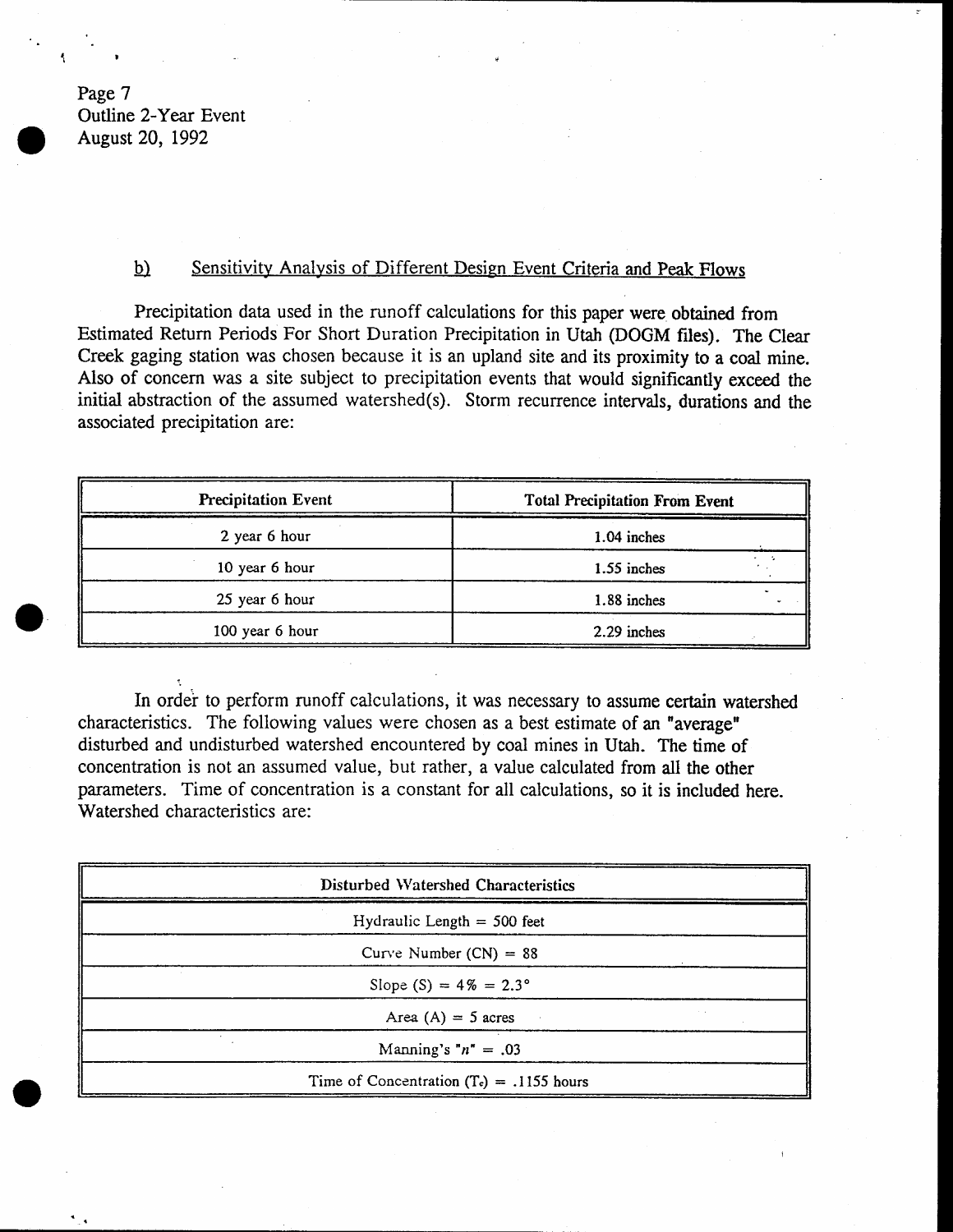### b) Sensitivity Analysis of Different Design Event Criteria and Peak Flows

Precipitation data used in the runoff calculations for this paper were obtained from Estimated Return Periods For Short Duration Precipitation in Utah (DOGM files). The Clear Creek gaging station was chosen because it is an upland site and its proximity to a coal mine. Also of concern was a site subject to precipitation events that would significantly exceed the initial abstraction of the assumed watershed(s). Storm recurrence intervals, durations and the associated precipitation are:

| Precipitation Event | Total Precipitation From Event |
|---|---|
| 2 year 6 hour | 1.04 inches |
| 10 year 6 hour | 1.55 inches |
| 25 year 6 hour | 1.88 inches |
| 100 year 6 hour | 2.29 inches |

In order to perform runoff calculations, it was necessary to assume certain watershed characteristics. The following values were chosen as a best estimate of an "average" disturbed and undisturbed watershed encountered by coal mines in Utah. The time of concentration is not an assumed value, but rather, a value calculated from all the other parameters. Time of concentration is a constant for all calculations, so it is included here. Watershed characteristics are:

| Disturbed Watershed Characteristics |
|---|
| Hydraulic Length = 500 feet |
| Curve Number (CN) = 88 |
| Slope (S) = 4% = 2.3° |
| Area (A) = 5 acres |
| Manning's "*n*" = .03 |
| Time of Concentration ($T_c$) = .1155 hours |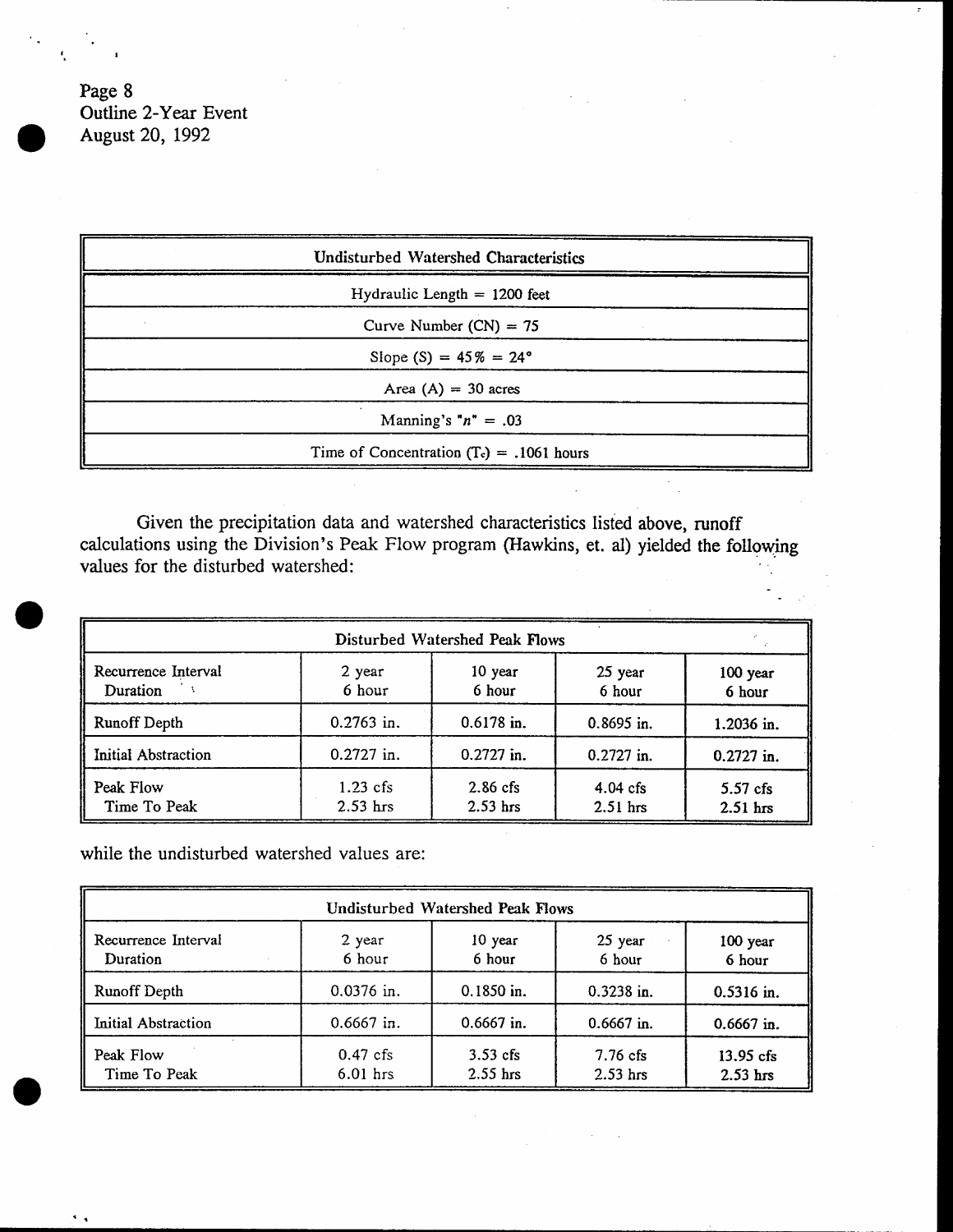Page 8
Outline 2-Year Event
August 20, 1992

| Undisturbed Watershed Characteristics |
|---|
| Hydraulic Length = 1200 feet |
| Curve Number (CN) = 75 |
| Slope (S) = 45% = 24° |
| Area (A) = 30 acres |
| Manning's "*n*" = .03 |
| Time of Concentration ($T_c$) = .1061 hours |

Given the precipitation data and watershed characteristics listed above, runoff calculations using the Division's Peak Flow program (Hawkins, et. al) yielded the following values for the disturbed watershed:

| Disturbed Watershed Peak Flows | | | | |
|---|---|---|---|---|
| Recurrence Interval<br>Duration | 2 year<br>6 hour | 10 year<br>6 hour | 25 year<br>6 hour | 100 year<br>6 hour |
| Runoff Depth | 0.2763 in. | 0.6178 in. | 0.8695 in. | 1.2036 in. |
| Initial Abstraction | 0.2727 in. | 0.2727 in. | 0.2727 in. | 0.2727 in. |
| Peak Flow<br>Time To Peak | 1.23 cfs<br>2.53 hrs | 2.86 cfs<br>2.53 hrs | 4.04 cfs<br>2.51 hrs | 5.57 cfs<br>2.51 hrs |

while the undisturbed watershed values are:

| Undisturbed Watershed Peak Flows | | | | |
|---|---|---|---|---|
| Recurrence Interval<br>Duration | 2 year<br>6 hour | 10 year<br>6 hour | 25 year<br>6 hour | 100 year<br>6 hour |
| Runoff Depth | 0.0376 in. | 0.1850 in. | 0.3238 in. | 0.5316 in. |
| Initial Abstraction | 0.6667 in. | 0.6667 in. | 0.6667 in. | 0.6667 in. |
| Peak Flow<br>Time To Peak | 0.47 cfs<br>6.01 hrs | 3.53 cfs<br>2.55 hrs | 7.76 cfs<br>2.53 hrs | 13.95 cfs<br>2.53 hrs |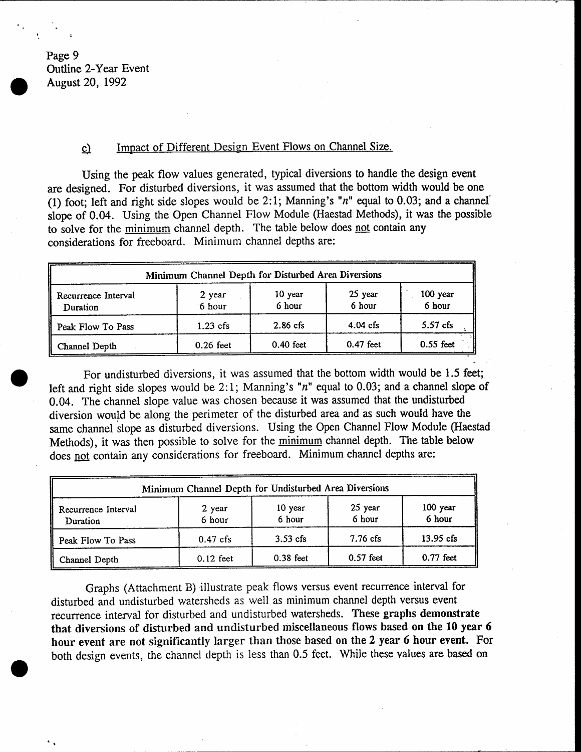Page 9
Outline 2-Year Event
August 20, 1992

### c) Impact of Different Design Event Flows on Channel Size.

Using the peak flow values generated, typical diversions to handle the design event are designed. For disturbed diversions, it was assumed that the bottom width would be one (1) foot; left and right side slopes would be 2:1; Manning's "*n*" equal to 0.03; and a channel slope of 0.04. Using the Open Channel Flow Module (Haestad Methods), it was the possible to solve for the minimum channel depth. The table below does not contain any considerations for freeboard. Minimum channel depths are:

| Minimum Channel Depth for Disturbed Area Diversions | | | | |
|---|---|---|---|---|
| Recurrence Interval Duration | 2 year 6 hour | 10 year 6 hour | 25 year 6 hour | 100 year 6 hour |
| Peak Flow To Pass | 1.23 cfs | 2.86 cfs | 4.04 cfs | 5.57 cfs |
| Channel Depth | 0.26 feet | 0.40 feet | 0.47 feet | 0.55 feet |

For undisturbed diversions, it was assumed that the bottom width would be 1.5 feet; left and right side slopes would be 2:1; Manning's "*n*" equal to 0.03; and a channel slope of 0.04. The channel slope value was chosen because it was assumed that the undisturbed diversion would be along the perimeter of the disturbed area and as such would have the same channel slope as disturbed diversions. Using the Open Channel Flow Module (Haestad Methods), it was then possible to solve for the minimum channel depth. The table below does not contain any considerations for freeboard. Minimum channel depths are:

| Minimum Channel Depth for Undisturbed Area Diversions | | | | |
|---|---|---|---|---|
| Recurrence Interval Duration | 2 year 6 hour | 10 year 6 hour | 25 year 6 hour | 100 year 6 hour |
| Peak Flow To Pass | 0.47 cfs | 3.53 cfs | 7.76 cfs | 13.95 cfs |
| Channel Depth | 0.12 feet | 0.38 feet | 0.57 feet | 0.77 feet |

Graphs (Attachment B) illustrate peak flows versus event recurrence interval for disturbed and undisturbed watersheds as well as minimum channel depth versus event recurrence interval for disturbed and undisturbed watersheds. **These graphs demonstrate that diversions of disturbed and undisturbed miscellaneous flows based on the 10 year 6 hour event are not significantly larger than those based on the 2 year 6 hour event.** For both design events, the channel depth is less than 0.5 feet. While these values are based on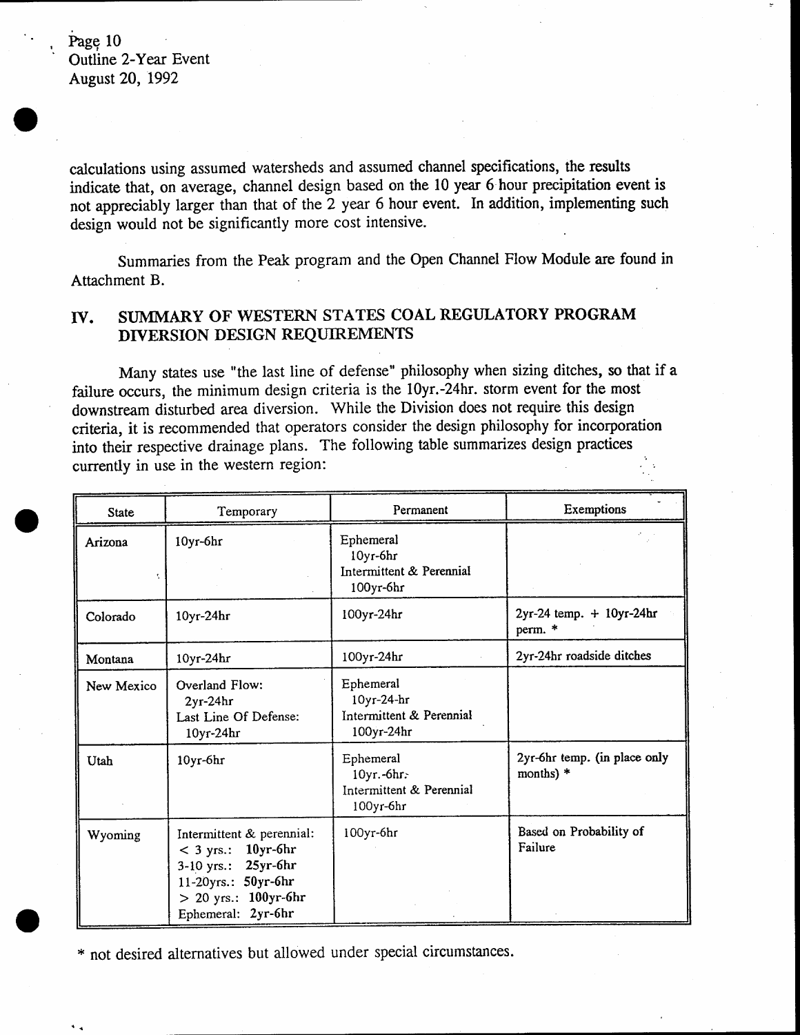calculations using assumed watersheds and assumed channel specifications, the results indicate that, on average, channel design based on the 10 year 6 hour precipitation event is not appreciably larger than that of the 2 year 6 hour event. In addition, implementing such design would not be significantly more cost intensive.

Summaries from the Peak program and the Open Channel Flow Module are found in Attachment B.

## IV. SUMMARY OF WESTERN STATES COAL REGULATORY PROGRAM DIVERSION DESIGN REQUIREMENTS

Many states use "the last line of defense" philosophy when sizing ditches, so that if a failure occurs, the minimum design criteria is the 10yr.-24hr. storm event for the most downstream disturbed area diversion. While the Division does not require this design criteria, it is recommended that operators consider the design philosophy for incorporation into their respective drainage plans. The following table summarizes design practices currently in use in the western region:

| State | Temporary | Permanent | Exemptions |
|---|---|---|---|
| Arizona | 10yr-6hr | Ephemeral<br>10yr-6hr<br>Intermittent & Perennial<br>100yr-6hr | |
| Colorado | 10yr-24hr | 100yr-24hr | 2yr-24 temp. + 10yr-24hr perm. * |
| Montana | 10yr-24hr | 100yr-24hr | 2yr-24hr roadside ditches |
| New Mexico | Overland Flow:<br>2yr-24hr<br>Last Line Of Defense:<br>10yr-24hr | Ephemeral<br>10yr-24-hr<br>Intermittent & Perennial<br>100yr-24hr | |
| Utah | 10yr-6hr | Ephemeral<br>10yr.-6hr.<br>Intermittent & Perennial<br>100yr-6hr | 2yr-6hr temp. (in place only months) * |
| Wyoming | Intermittent & perennial:<br>< 3 yrs.: **10yr-6hr**<br>3-10 yrs.: **25yr-6hr**<br>11-20yrs.: **50yr-6hr**<br>> 20 yrs.: **100yr-6hr**<br>Ephemeral: **2yr-6hr** | 100yr-6hr | Based on Probability of Failure |

* not desired alternatives but allowed under special circumstances.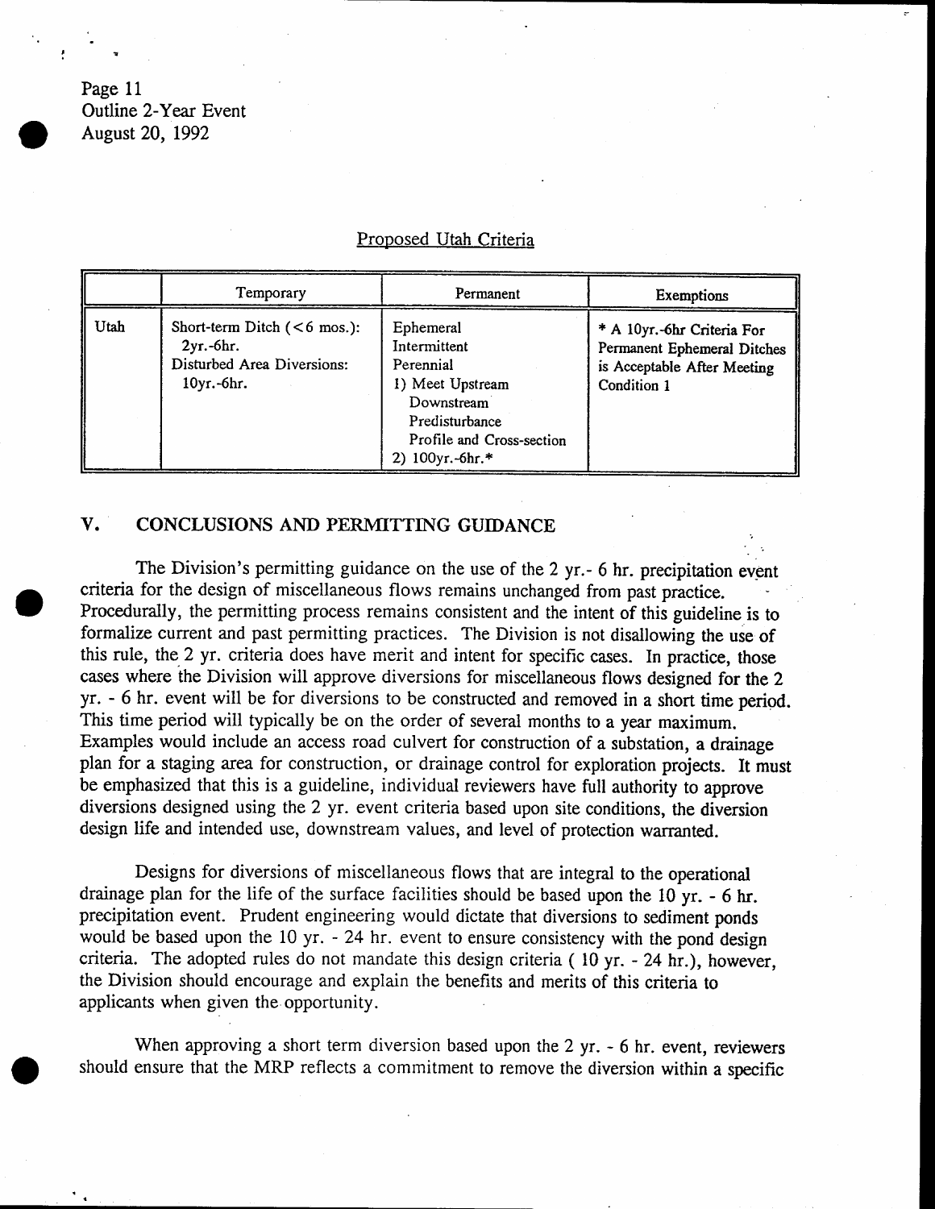Page 11
Outline 2-Year Event
August 20, 1992

Proposed Utah Criteria

| | Temporary | Permanent | Exemptions |
|---|---|---|---|
| Utah | Short-term Ditch (<6 mos.): 2yr.-6hr. Disturbed Area Diversions: 10yr.-6hr. | Ephemeral Intermittent Perennial 1) Meet Upstream Downstream Predisturbance Profile and Cross-section 2) 100yr.-6hr.* | * A 10yr.-6hr Criteria For Permanent Ephemeral Ditches is Acceptable After Meeting Condition 1 |

## V. CONCLUSIONS AND PERMITTING GUIDANCE

The Division's permitting guidance on the use of the 2 yr.- 6 hr. precipitation event criteria for the design of miscellaneous flows remains unchanged from past practice. Procedurally, the permitting process remains consistent and the intent of this guideline is to formalize current and past permitting practices. The Division is not disallowing the use of this rule, the 2 yr. criteria does have merit and intent for specific cases. In practice, those cases where the Division will approve diversions for miscellaneous flows designed for the 2 yr. - 6 hr. event will be for diversions to be constructed and removed in a short time period. This time period will typically be on the order of several months to a year maximum. Examples would include an access road culvert for construction of a substation, a drainage plan for a staging area for construction, or drainage control for exploration projects. It must be emphasized that this is a guideline, individual reviewers have full authority to approve diversions designed using the 2 yr. event criteria based upon site conditions, the diversion design life and intended use, downstream values, and level of protection warranted.

Designs for diversions of miscellaneous flows that are integral to the operational drainage plan for the life of the surface facilities should be based upon the 10 yr. - 6 hr. precipitation event. Prudent engineering would dictate that diversions to sediment ponds would be based upon the 10 yr. - 24 hr. event to ensure consistency with the pond design criteria. The adopted rules do not mandate this design criteria ( 10 yr. - 24 hr.), however, the Division should encourage and explain the benefits and merits of this criteria to applicants when given the opportunity.

When approving a short term diversion based upon the 2 yr. - 6 hr. event, reviewers should ensure that the MRP reflects a commitment to remove the diversion within a specific